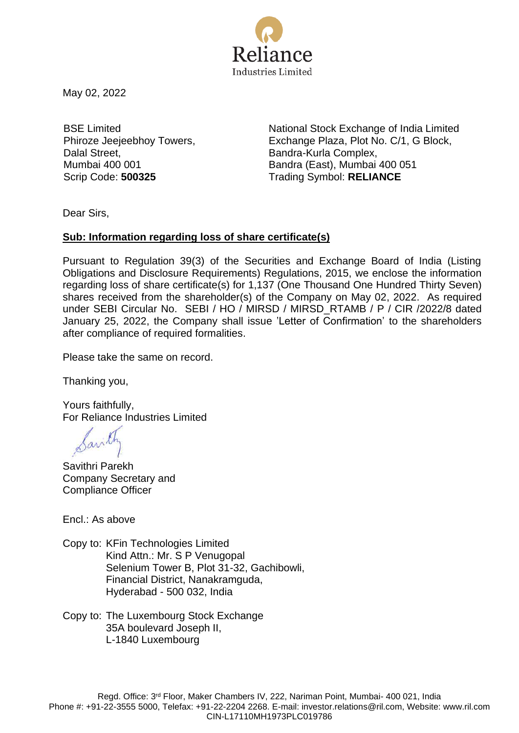Reliance Industries Limited

May 02, 2022

BSE Limited
Phiroze Jeejeebhoy Towers,
Dalal Street,
Mumbai 400 001
Scrip Code: **500325**

National Stock Exchange of India Limited
Exchange Plaza, Plot No. C/1, G Block,
Bandra-Kurla Complex,
Bandra (East), Mumbai 400 051
Trading Symbol: **RELIANCE**

Dear Sirs,

**Sub: Information regarding loss of share certificate(s)**

Pursuant to Regulation 39(3) of the Securities and Exchange Board of India (Listing Obligations and Disclosure Requirements) Regulations, 2015, we enclose the information regarding loss of share certificate(s) for 1,137 (One Thousand One Hundred Thirty Seven) shares received from the shareholder(s) of the Company on May 02, 2022. As required under SEBI Circular No. SEBI / HO / MIRSD / MIRSD_RTAMB / P / CIR /2022/8 dated January 25, 2022, the Company shall issue 'Letter of Confirmation' to the shareholders after compliance of required formalities.

Please take the same on record.

Thanking you,

Yours faithfully,
For Reliance Industries Limited

Savithri Parekh
Company Secretary and
Compliance Officer

Encl.: As above

Copy to: KFin Technologies Limited
Kind Attn.: Mr. S P Venugopal
Selenium Tower B, Plot 31-32, Gachibowli,
Financial District, Nanakramguda,
Hyderabad - 500 032, India

Copy to: The Luxembourg Stock Exchange
35A boulevard Joseph II,
L-1840 Luxembourg

Regd. Office: 3rd Floor, Maker Chambers IV, 222, Nariman Point, Mumbai- 400 021, India
Phone #: +91-22-3555 5000, Telefax: +91-22-2204 2268. E-mail: investor.relations@ril.com, Website: www.ril.com
CIN-L17110MH1973PLC019786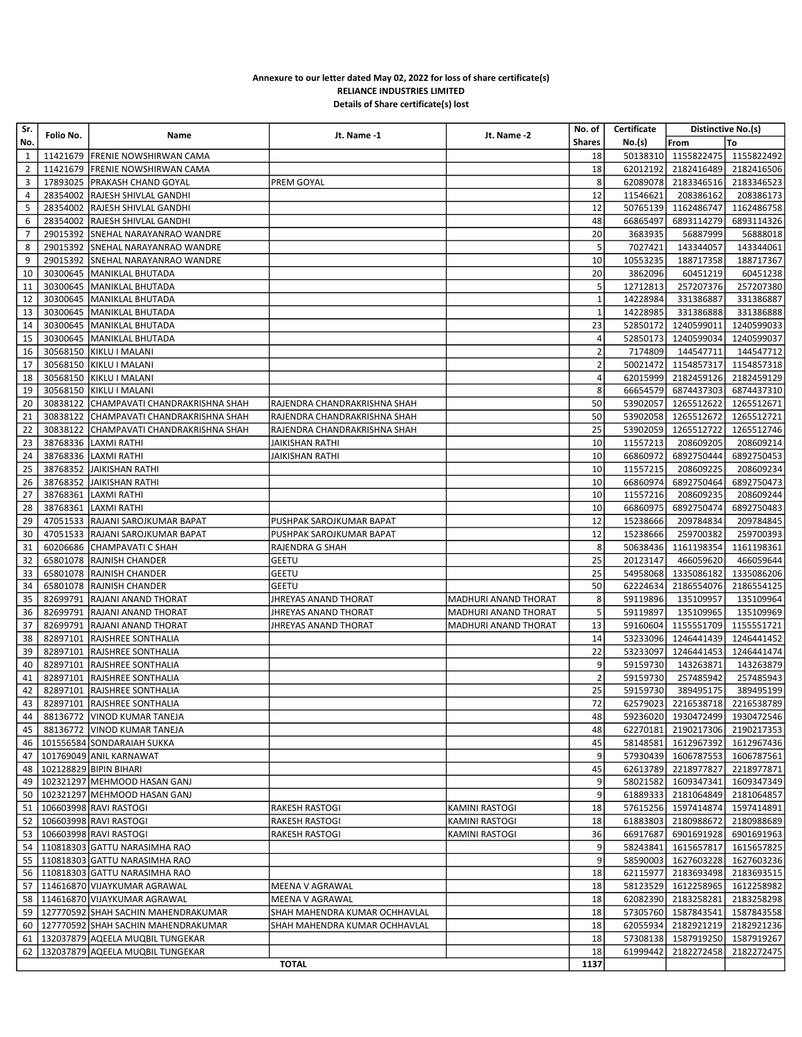**Annexure to our letter dated May 02, 2022 for loss of share certificate(s)**
**RELIANCE INDUSTRIES LIMITED**
**Details of Share certificate(s) lost**

| Sr. No. | Folio No. | Name | Jt. Name -1 | Jt. Name -2 | No. of Shares | Certificate No.(s) | Distinctive No.(s) | |
|---|---|---|---|---|---|---|---|---|
| | | | | | | | From | To |
| 1 | 11421679 | FRENIE NOWSHIRWAN CAMA | | | 18 | 50138310 | 1155822475 | 1155822492 |
| 2 | 11421679 | FRENIE NOWSHIRWAN CAMA | | | 18 | 62012192 | 2182416489 | 2182416506 |
| 3 | 17893025 | PRAKASH CHAND GOYAL | PREM GOYAL | | 8 | 62089078 | 2183346516 | 2183346523 |
| 4 | 28354002 | RAJESH SHIVLAL GANDHI | | | 12 | 11546621 | 208386162 | 208386173 |
| 5 | 28354002 | RAJESH SHIVLAL GANDHI | | | 12 | 50765139 | 1162486747 | 1162486758 |
| 6 | 28354002 | RAJESH SHIVLAL GANDHI | | | 48 | 66865497 | 6893114279 | 6893114326 |
| 7 | 29015392 | SNEHAL NARAYANRAO WANDRE | | | 20 | 3683935 | 56887999 | 56888018 |
| 8 | 29015392 | SNEHAL NARAYANRAO WANDRE | | | 5 | 7027421 | 143344057 | 143344061 |
| 9 | 29015392 | SNEHAL NARAYANRAO WANDRE | | | 10 | 10553235 | 188717358 | 188717367 |
| 10 | 30300645 | MANIKLAL BHUTADA | | | 20 | 3862096 | 60451219 | 60451238 |
| 11 | 30300645 | MANIKLAL BHUTADA | | | 5 | 12712813 | 257207376 | 257207380 |
| 12 | 30300645 | MANIKLAL BHUTADA | | | 1 | 14228984 | 331386887 | 331386887 |
| 13 | 30300645 | MANIKLAL BHUTADA | | | 1 | 14228985 | 331386888 | 331386888 |
| 14 | 30300645 | MANIKLAL BHUTADA | | | 23 | 52850172 | 1240599011 | 1240599033 |
| 15 | 30300645 | MANIKLAL BHUTADA | | | 4 | 52850173 | 1240599034 | 1240599037 |
| 16 | 30568150 | KIKLU I MALANI | | | 2 | 7174809 | 144547711 | 144547712 |
| 17 | 30568150 | KIKLU I MALANI | | | 2 | 50021472 | 1154857317 | 1154857318 |
| 18 | 30568150 | KIKLU I MALANI | | | 4 | 62015999 | 2182459126 | 2182459129 |
| 19 | 30568150 | KIKLU I MALANI | | | 8 | 66654579 | 6874437303 | 6874437310 |
| 20 | 30838122 | CHAMPAVATI CHANDRAKRISHNA SHAH | RAJENDRA CHANDRAKRISHNA SHAH | | 50 | 53902057 | 1265512622 | 1265512671 |
| 21 | 30838122 | CHAMPAVATI CHANDRAKRISHNA SHAH | RAJENDRA CHANDRAKRISHNA SHAH | | 50 | 53902058 | 1265512672 | 1265512721 |
| 22 | 30838122 | CHAMPAVATI CHANDRAKRISHNA SHAH | RAJENDRA CHANDRAKRISHNA SHAH | | 25 | 53902059 | 1265512722 | 1265512746 |
| 23 | 38768336 | LAXMI RATHI | JAIKISHAN RATHI | | 10 | 11557213 | 208609205 | 208609214 |
| 24 | 38768336 | LAXMI RATHI | JAIKISHAN RATHI | | 10 | 66860972 | 6892750444 | 6892750453 |
| 25 | 38768352 | JAIKISHAN RATHI | | | 10 | 11557215 | 208609225 | 208609234 |
| 26 | 38768352 | JAIKISHAN RATHI | | | 10 | 66860974 | 6892750464 | 6892750473 |
| 27 | 38768361 | LAXMI RATHI | | | 10 | 11557216 | 208609235 | 208609244 |
| 28 | 38768361 | LAXMI RATHI | | | 10 | 66860975 | 6892750474 | 6892750483 |
| 29 | 47051533 | RAJANI SAROJKUMAR BAPAT | PUSHPAK SAROJKUMAR BAPAT | | 12 | 15238666 | 209784834 | 209784845 |
| 30 | 47051533 | RAJANI SAROJKUMAR BAPAT | PUSHPAK SAROJKUMAR BAPAT | | 12 | 15238666 | 259700382 | 259700393 |
| 31 | 60206686 | CHAMPAVATI C SHAH | RAJENDRA G SHAH | | 8 | 50638436 | 1161198354 | 1161198361 |
| 32 | 65801078 | RAJNISH CHANDER | GEETU | | 25 | 20123147 | 466059620 | 466059644 |
| 33 | 65801078 | RAJNISH CHANDER | GEETU | | 25 | 54958068 | 1335086182 | 1335086206 |
| 34 | 65801078 | RAJNISH CHANDER | GEETU | | 50 | 62224634 | 2186554076 | 2186554125 |
| 35 | 82699791 | RAJANI ANAND THORAT | JHREYAS ANAND THORAT | MADHURI ANAND THORAT | 8 | 59119896 | 135109957 | 135109964 |
| 36 | 82699791 | RAJANI ANAND THORAT | JHREYAS ANAND THORAT | MADHURI ANAND THORAT | 5 | 59119897 | 135109965 | 135109969 |
| 37 | 82699791 | RAJANI ANAND THORAT | JHREYAS ANAND THORAT | MADHURI ANAND THORAT | 13 | 59160604 | 1155551709 | 1155551721 |
| 38 | 82897101 | RAJSHREE SONTHALIA | | | 14 | 53233096 | 1246441439 | 1246441452 |
| 39 | 82897101 | RAJSHREE SONTHALIA | | | 22 | 53233097 | 1246441453 | 1246441474 |
| 40 | 82897101 | RAJSHREE SONTHALIA | | | 9 | 59159730 | 143263871 | 143263879 |
| 41 | 82897101 | RAJSHREE SONTHALIA | | | 2 | 59159730 | 257485942 | 257485943 |
| 42 | 82897101 | RAJSHREE SONTHALIA | | | 25 | 59159730 | 389495175 | 389495199 |
| 43 | 82897101 | RAJSHREE SONTHALIA | | | 72 | 62579023 | 2216538718 | 2216538789 |
| 44 | 88136772 | VINOD KUMAR TANEJA | | | 48 | 59236020 | 1930472499 | 1930472546 |
| 45 | 88136772 | VINOD KUMAR TANEJA | | | 48 | 62270181 | 2190217306 | 2190217353 |
| 46 | 101556584 | SONDARAIAH SUKKA | | | 45 | 58148581 | 1612967392 | 1612967436 |
| 47 | 101769049 | ANIL KARNAWAT | | | 9 | 57930439 | 1606787553 | 1606787561 |
| 48 | 102128829 | BIPIN BIHARI | | | 45 | 62613789 | 2218977827 | 2218977871 |
| 49 | 102321297 | MEHMOOD HASAN GANJ | | | 9 | 58021582 | 1609347341 | 1609347349 |
| 50 | 102321297 | MEHMOOD HASAN GANJ | | | 9 | 61889333 | 2181064849 | 2181064857 |
| 51 | 106603998 | RAVI RASTOGI | RAKESH RASTOGI | KAMINI RASTOGI | 18 | 57615256 | 1597414874 | 1597414891 |
| 52 | 106603998 | RAVI RASTOGI | RAKESH RASTOGI | KAMINI RASTOGI | 18 | 61883803 | 2180988672 | 2180988689 |
| 53 | 106603998 | RAVI RASTOGI | RAKESH RASTOGI | KAMINI RASTOGI | 36 | 66917687 | 6901691928 | 6901691963 |
| 54 | 110818303 | GATTU NARASIMHA RAO | | | 9 | 58243841 | 1615657817 | 1615657825 |
| 55 | 110818303 | GATTU NARASIMHA RAO | | | 9 | 58590003 | 1627603228 | 1627603236 |
| 56 | 110818303 | GATTU NARASIMHA RAO | | | 18 | 62115977 | 2183693498 | 2183693515 |
| 57 | 114616870 | VIJAYKUMAR AGRAWAL | MEENA V AGRAWAL | | 18 | 58123529 | 1612258965 | 1612258982 |
| 58 | 114616870 | VIJAYKUMAR AGRAWAL | MEENA V AGRAWAL | | 18 | 62082390 | 2183258281 | 2183258298 |
| 59 | 127770592 | SHAH SACHIN MAHENDRAKUMAR | SHAH MAHENDRA KUMAR OCHHAVLAL | | 18 | 57305760 | 1587843541 | 1587843558 |
| 60 | 127770592 | SHAH SACHIN MAHENDRAKUMAR | SHAH MAHENDRA KUMAR OCHHAVLAL | | 18 | 62055934 | 2182921219 | 2182921236 |
| 61 | 132037879 | AQEELA MUQBIL TUNGEKAR | | | 18 | 57308138 | 1587919250 | 1587919267 |
| 62 | 132037879 | AQEELA MUQBIL TUNGEKAR | | | 18 | 61999442 | 2182272458 | 2182272475 |
| | | **TOTAL** | | | **1137** | | | |